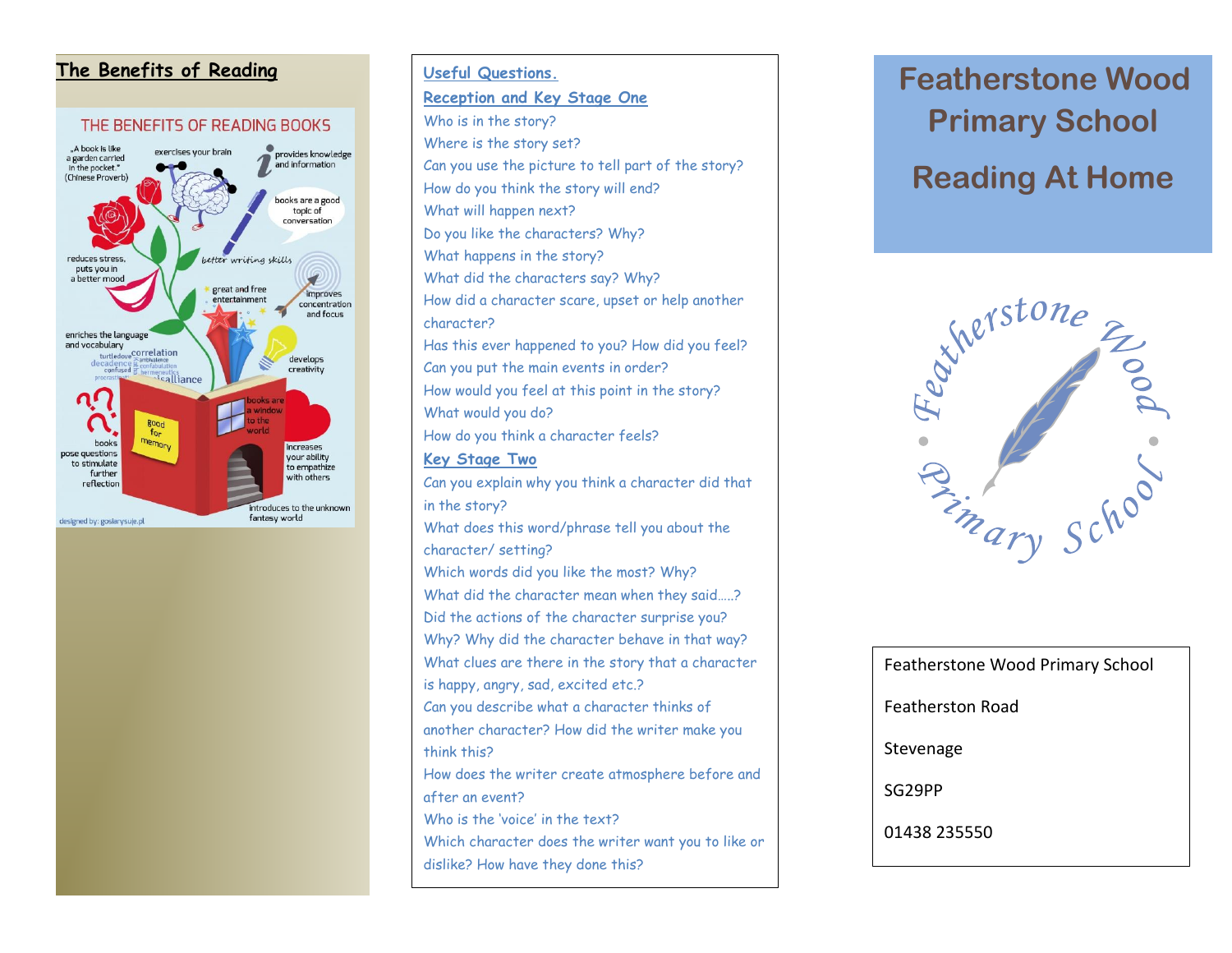## The Benefits of Reading

THE BENEFITS OF READING BOOKS

„A book is like a garden carried in the pocket." (Chinese Proverb)

exercises your brain

provides knowledge and information

books are a good topic of conversation

better writing skills

reduces stress, puts you in a better mood

great and free entertainment

improves concentration and focus

enriches the language and vocabulary

develops creativity

books are a window to the world

good for memory

books pose questions to stimulate further reflection

increases your ability to empathize with others

introduces to the unknown fantasy world

designed by: goslarysuje.pl

## Useful Questions.

### Reception and Key Stage One

Who is in the story?
Where is the story set?
Can you use the picture to tell part of the story?
How do you think the story will end?
What will happen next?
Do you like the characters? Why?
What happens in the story?
What did the characters say? Why?
How did a character scare, upset or help another character?
Has this ever happened to you? How did you feel?
Can you put the main events in order?
How would you feel at this point in the story?
What would you do?
How do you think a character feels?

### Key Stage Two

Can you explain why you think a character did that in the story?
What does this word/phrase tell you about the character/ setting?
Which words did you like the most? Why?
What did the character mean when they said…..?
Did the actions of the character surprise you?
Why? Why did the character behave in that way?
What clues are there in the story that a character is happy, angry, sad, excited etc.?
Can you describe what a character thinks of another character? How did the writer make you think this?
How does the writer create atmosphere before and after an event?
Who is the 'voice' in the text?
Which character does the writer want you to like or dislike? How have they done this?

# Featherstone Wood Primary School

# Reading At Home

Featherstone Wood Primary School

Featherstone Wood Primary School

Featherston Road

Stevenage

SG29PP

01438 235550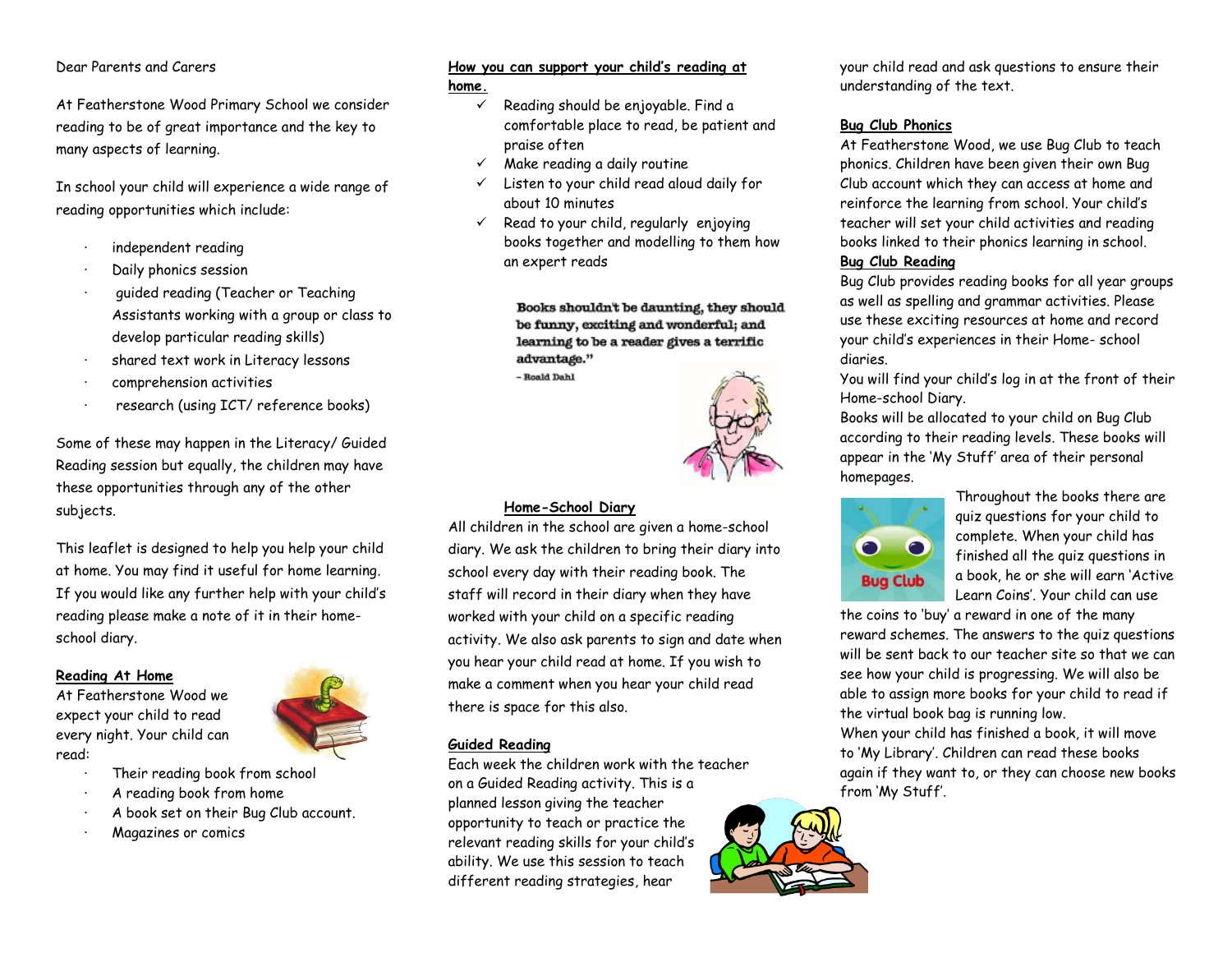Dear Parents and Carers

At Featherstone Wood Primary School we consider reading to be of great importance and the key to many aspects of learning.

In school your child will experience a wide range of reading opportunities which include:

- independent reading
- Daily phonics session
- guided reading (Teacher or Teaching Assistants working with a group or class to develop particular reading skills)
- shared text work in Literacy lessons
- comprehension activities
- research (using ICT/ reference books)

Some of these may happen in the Literacy/ Guided Reading session but equally, the children may have these opportunities through any of the other subjects.

This leaflet is designed to help you help your child at home. You may find it useful for home learning. If you would like any further help with your child's reading please make a note of it in their home-school diary.

**Reading At Home**

At Featherstone Wood we expect your child to read every night. Your child can read:

- Their reading book from school
- A reading book from home
- A book set on their Bug Club account.
- Magazines or comics

**How you can support your child's reading at home.**

- ✓ Reading should be enjoyable. Find a comfortable place to read, be patient and praise often
- ✓ Make reading a daily routine
- ✓ Listen to your child read aloud daily for about 10 minutes
- ✓ Read to your child, regularly enjoying books together and modelling to them how an expert reads

**Books shouldn't be daunting, they should be funny, exciting and wonderful; and learning to be a reader gives a terrific advantage."**

– Roald Dahl

**Home-School Diary**

All children in the school are given a home-school diary. We ask the children to bring their diary into school every day with their reading book. The staff will record in their diary when they have worked with your child on a specific reading activity. We also ask parents to sign and date when you hear your child read at home. If you wish to make a comment when you hear your child read there is space for this also.

**Guided Reading**

Each week the children work with the teacher on a Guided Reading activity. This is a planned lesson giving the teacher opportunity to teach or practice the relevant reading skills for your child's ability. We use this session to teach different reading strategies, hear your child read and ask questions to ensure their understanding of the text.

**Bug Club Phonics**

At Featherstone Wood, we use Bug Club to teach phonics. Children have been given their own Bug Club account which they can access at home and reinforce the learning from school. Your child's teacher will set your child activities and reading books linked to their phonics learning in school.

**Bug Club Reading**

Bug Club provides reading books for all year groups as well as spelling and grammar activities. Please use these exciting resources at home and record your child's experiences in their Home- school diaries.

You will find your child's log in at the front of their Home-school Diary.

Books will be allocated to your child on Bug Club according to their reading levels. These books will appear in the 'My Stuff' area of their personal homepages.

Throughout the books there are quiz questions for your child to complete. When your child has finished all the quiz questions in a book, he or she will earn 'Active Learn Coins'. Your child can use the coins to 'buy' a reward in one of the many reward schemes. The answers to the quiz questions will be sent back to our teacher site so that we can see how your child is progressing. We will also be able to assign more books for your child to read if the virtual book bag is running low.

When your child has finished a book, it will move to 'My Library'. Children can read these books again if they want to, or they can choose new books from 'My Stuff'.